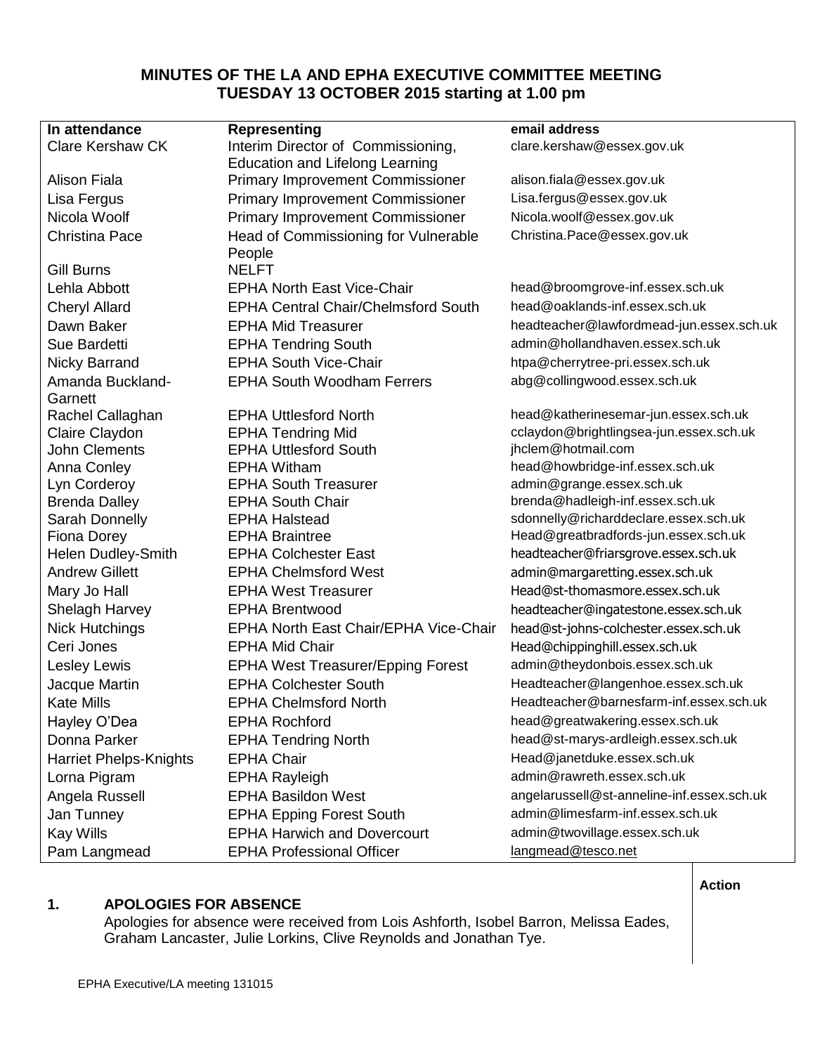# MINUTES OF THE LA AND EPHA EXECUTIVE COMMITTEE MEETING TUESDAY 13 OCTOBER 2015 starting at 1.00 pm

| In attendance | Representing | email address |
|---|---|---|
| Clare Kershaw CK | Interim Director of Commissioning, Education and Lifelong Learning | clare.kershaw@essex.gov.uk |
| Alison Fiala | Primary Improvement Commissioner | alison.fiala@essex.gov.uk |
| Lisa Fergus | Primary Improvement Commissioner | Lisa.fergus@essex.gov.uk |
| Nicola Woolf | Primary Improvement Commissioner | Nicola.woolf@essex.gov.uk |
| Christina Pace | Head of Commissioning for Vulnerable People | Christina.Pace@essex.gov.uk |
| Gill Burns | NELFT | |
| Lehla Abbott | EPHA North East Vice-Chair | head@broomgrove-inf.essex.sch.uk |
| Cheryl Allard | EPHA Central Chair/Chelmsford South | head@oaklands-inf.essex.sch.uk |
| Dawn Baker | EPHA Mid Treasurer | headteacher@lawfordmead-jun.essex.sch.uk |
| Sue Bardetti | EPHA Tendring South | admin@hollandhaven.essex.sch.uk |
| Nicky Barrand | EPHA South Vice-Chair | htpa@cherrytree-pri.essex.sch.uk |
| Amanda Buckland-Garnett | EPHA South Woodham Ferrers | abg@collingwood.essex.sch.uk |
| Rachel Callaghan | EPHA Uttlesford North | head@katherinesemar-jun.essex.sch.uk |
| Claire Claydon | EPHA Tendring Mid | cclaydon@brightlingsea-jun.essex.sch.uk |
| John Clements | EPHA Uttlesford South | jhclem@hotmail.com |
| Anna Conley | EPHA Witham | head@howbridge-inf.essex.sch.uk |
| Lyn Corderoy | EPHA South Treasurer | admin@grange.essex.sch.uk |
| Brenda Dalley | EPHA South Chair | brenda@hadleigh-inf.essex.sch.uk |
| Sarah Donnelly | EPHA Halstead | sdonnelly@richarddeclare.essex.sch.uk |
| Fiona Dorey | EPHA Braintree | Head@greatbradfords-jun.essex.sch.uk |
| Helen Dudley-Smith | EPHA Colchester East | headteacher@friarsgrove.essex.sch.uk |
| Andrew Gillett | EPHA Chelmsford West | admin@margaretting.essex.sch.uk |
| Mary Jo Hall | EPHA West Treasurer | Head@st-thomasmore.essex.sch.uk |
| Shelagh Harvey | EPHA Brentwood | headteacher@ingatestone.essex.sch.uk |
| Nick Hutchings | EPHA North East Chair/EPHA Vice-Chair | head@st-johns-colchester.essex.sch.uk |
| Ceri Jones | EPHA Mid Chair | Head@chippinghill.essex.sch.uk |
| Lesley Lewis | EPHA West Treasurer/Epping Forest | admin@theydonbois.essex.sch.uk |
| Jacque Martin | EPHA Colchester South | Headteacher@langenhoe.essex.sch.uk |
| Kate Mills | EPHA Chelmsford North | Headteacher@barnesfarm-inf.essex.sch.uk |
| Hayley O'Dea | EPHA Rochford | head@greatwakering.essex.sch.uk |
| Donna Parker | EPHA Tendring North | head@st-marys-ardleigh.essex.sch.uk |
| Harriet Phelps-Knights | EPHA Chair | Head@janetduke.essex.sch.uk |
| Lorna Pigram | EPHA Rayleigh | admin@rawreth.essex.sch.uk |
| Angela Russell | EPHA Basildon West | angelarussell@st-anneline-inf.essex.sch.uk |
| Jan Tunney | EPHA Epping Forest South | admin@limesfarm-inf.essex.sch.uk |
| Kay Wills | EPHA Harwich and Dovercourt | admin@twovillage.essex.sch.uk |
| Pam Langmead | EPHA Professional Officer | langmead@tesco.net |

**Action**

## 1. APOLOGIES FOR ABSENCE

Apologies for absence were received from Lois Ashforth, Isobel Barron, Melissa Eades, Graham Lancaster, Julie Lorkins, Clive Reynolds and Jonathan Tye.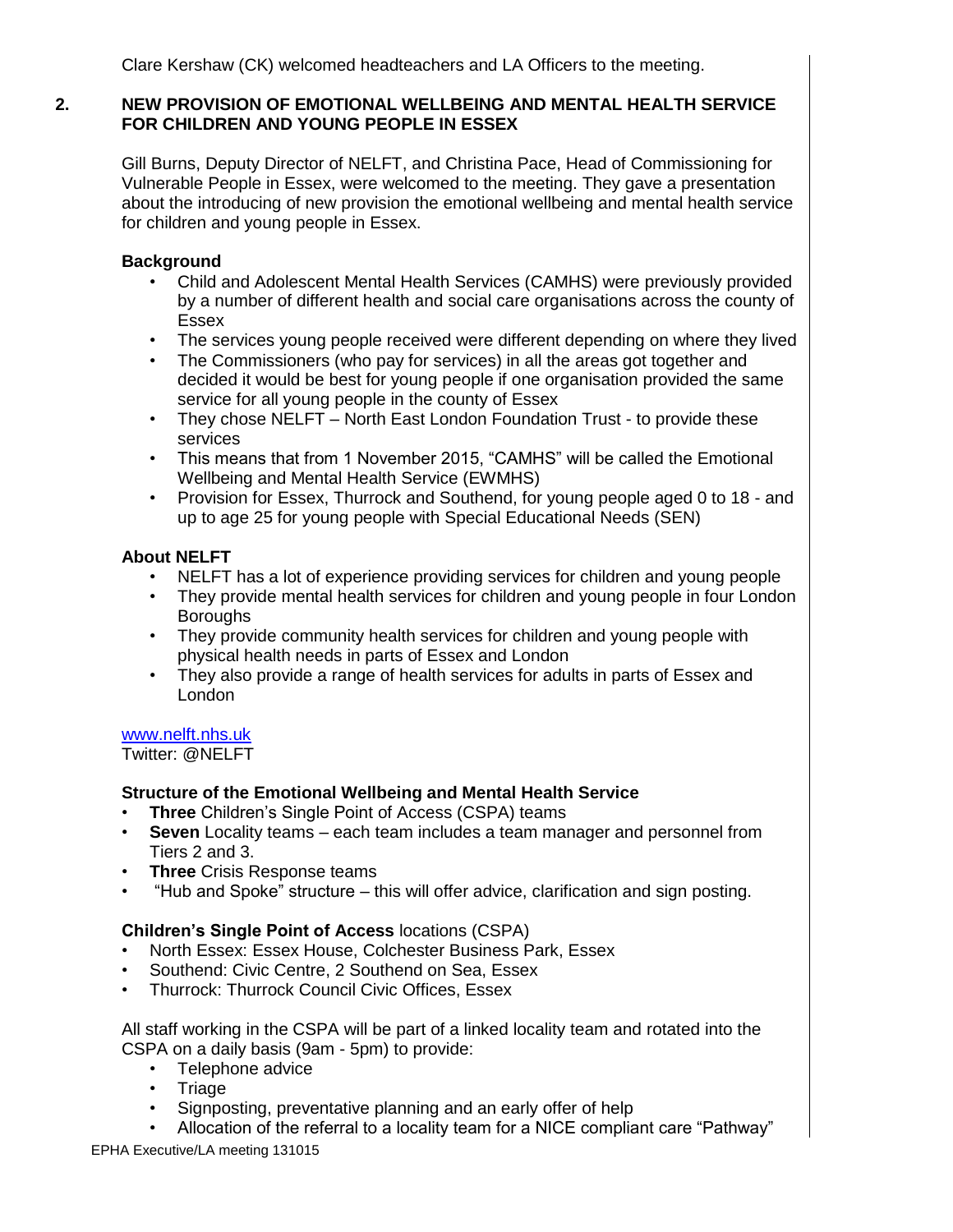Clare Kershaw (CK) welcomed headteachers and LA Officers to the meeting.

## 2. NEW PROVISION OF EMOTIONAL WELLBEING AND MENTAL HEALTH SERVICE FOR CHILDREN AND YOUNG PEOPLE IN ESSEX

Gill Burns, Deputy Director of NELFT, and Christina Pace, Head of Commissioning for Vulnerable People in Essex, were welcomed to the meeting. They gave a presentation about the introducing of new provision the emotional wellbeing and mental health service for children and young people in Essex.

**Background**

- Child and Adolescent Mental Health Services (CAMHS) were previously provided by a number of different health and social care organisations across the county of Essex
- The services young people received were different depending on where they lived
- The Commissioners (who pay for services) in all the areas got together and decided it would be best for young people if one organisation provided the same service for all young people in the county of Essex
- They chose NELFT – North East London Foundation Trust - to provide these services
- This means that from 1 November 2015, "CAMHS" will be called the Emotional Wellbeing and Mental Health Service (EWMHS)
- Provision for Essex, Thurrock and Southend, for young people aged 0 to 18 - and up to age 25 for young people with Special Educational Needs (SEN)

**About NELFT**

- NELFT has a lot of experience providing services for children and young people
- They provide mental health services for children and young people in four London Boroughs
- They provide community health services for children and young people with physical health needs in parts of Essex and London
- They also provide a range of health services for adults in parts of Essex and London

www.nelft.nhs.uk
Twitter: @NELFT

**Structure of the Emotional Wellbeing and Mental Health Service**

- **Three** Children's Single Point of Access (CSPA) teams
- **Seven** Locality teams – each team includes a team manager and personnel from Tiers 2 and 3.
- **Three** Crisis Response teams
- "Hub and Spoke" structure – this will offer advice, clarification and sign posting.

**Children's Single Point of Access** locations (CSPA)

- North Essex: Essex House, Colchester Business Park, Essex
- Southend: Civic Centre, 2 Southend on Sea, Essex
- Thurrock: Thurrock Council Civic Offices, Essex

All staff working in the CSPA will be part of a linked locality team and rotated into the CSPA on a daily basis (9am - 5pm) to provide:

- Telephone advice
- Triage
- Signposting, preventative planning and an early offer of help
- Allocation of the referral to a locality team for a NICE compliant care "Pathway"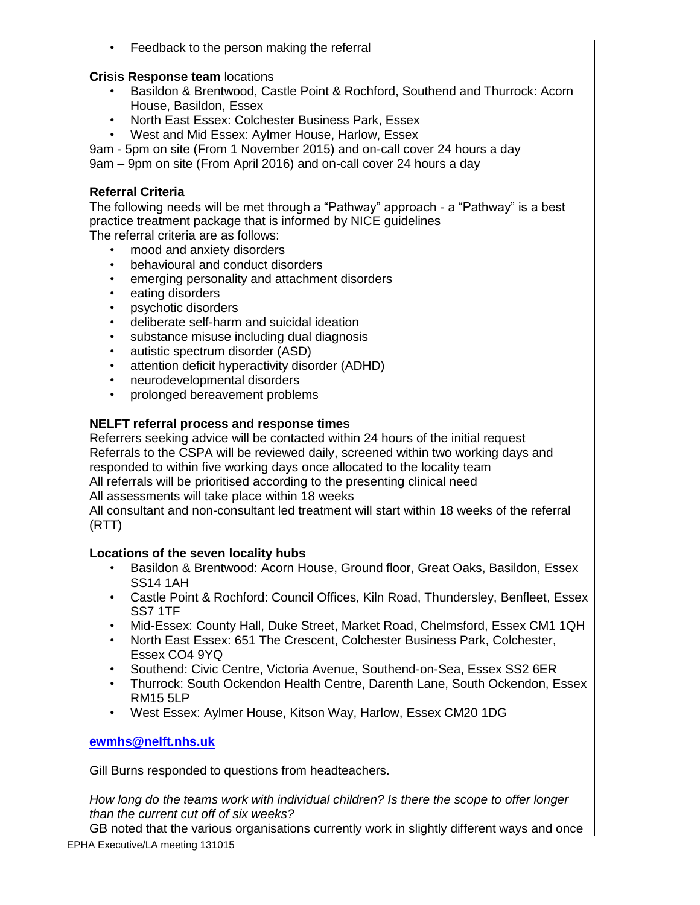- Feedback to the person making the referral

**Crisis Response team** locations

- Basildon & Brentwood, Castle Point & Rochford, Southend and Thurrock: Acorn House, Basildon, Essex
- North East Essex: Colchester Business Park, Essex
- West and Mid Essex: Aylmer House, Harlow, Essex

9am - 5pm on site (From 1 November 2015) and on-call cover 24 hours a day
9am – 9pm on site (From April 2016) and on-call cover 24 hours a day

**Referral Criteria**

The following needs will be met through a "Pathway" approach - a "Pathway" is a best practice treatment package that is informed by NICE guidelines
The referral criteria are as follows:

- mood and anxiety disorders
- behavioural and conduct disorders
- emerging personality and attachment disorders
- eating disorders
- psychotic disorders
- deliberate self-harm and suicidal ideation
- substance misuse including dual diagnosis
- autistic spectrum disorder (ASD)
- attention deficit hyperactivity disorder (ADHD)
- neurodevelopmental disorders
- prolonged bereavement problems

**NELFT referral process and response times**

Referrers seeking advice will be contacted within 24 hours of the initial request
Referrals to the CSPA will be reviewed daily, screened within two working days and responded to within five working days once allocated to the locality team
All referrals will be prioritised according to the presenting clinical need
All assessments will take place within 18 weeks
All consultant and non-consultant led treatment will start within 18 weeks of the referral (RTT)

**Locations of the seven locality hubs**

- Basildon & Brentwood: Acorn House, Ground floor, Great Oaks, Basildon, Essex SS14 1AH
- Castle Point & Rochford: Council Offices, Kiln Road, Thundersley, Benfleet, Essex SS7 1TF
- Mid-Essex: County Hall, Duke Street, Market Road, Chelmsford, Essex CM1 1QH
- North East Essex: 651 The Crescent, Colchester Business Park, Colchester, Essex CO4 9YQ
- Southend: Civic Centre, Victoria Avenue, Southend-on-Sea, Essex SS2 6ER
- Thurrock: South Ockendon Health Centre, Darenth Lane, South Ockendon, Essex RM15 5LP
- West Essex: Aylmer House, Kitson Way, Harlow, Essex CM20 1DG

**ewmhs@nelft.nhs.uk**

Gill Burns responded to questions from headteachers.

*How long do the teams work with individual children? Is there the scope to offer longer than the current cut off of six weeks?*

GB noted that the various organisations currently work in slightly different ways and once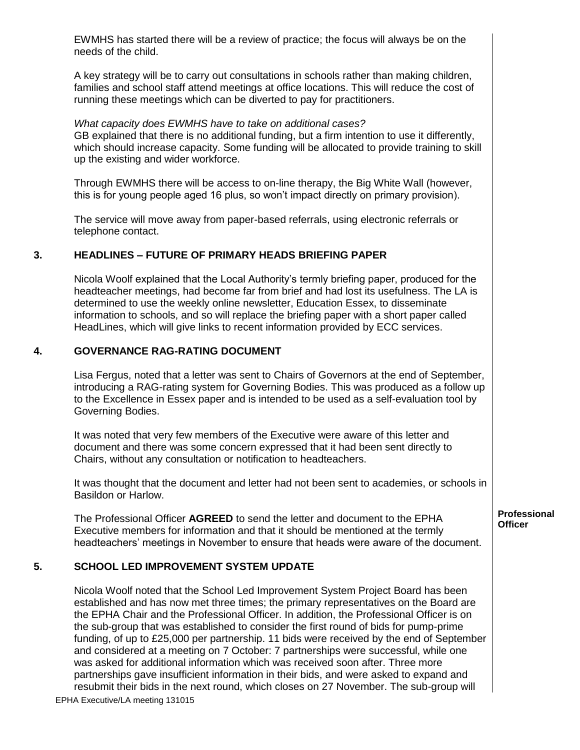EWMHS has started there will be a review of practice; the focus will always be on the needs of the child.

A key strategy will be to carry out consultations in schools rather than making children, families and school staff attend meetings at office locations. This will reduce the cost of running these meetings which can be diverted to pay for practitioners.

*What capacity does EWMHS have to take on additional cases?*
GB explained that there is no additional funding, but a firm intention to use it differently, which should increase capacity. Some funding will be allocated to provide training to skill up the existing and wider workforce.

Through EWMHS there will be access to on-line therapy, the Big White Wall (however, this is for young people aged 16 plus, so won't impact directly on primary provision).

The service will move away from paper-based referrals, using electronic referrals or telephone contact.

## 3. HEADLINES – FUTURE OF PRIMARY HEADS BRIEFING PAPER

Nicola Woolf explained that the Local Authority's termly briefing paper, produced for the headteacher meetings, had become far from brief and had lost its usefulness. The LA is determined to use the weekly online newsletter, Education Essex, to disseminate information to schools, and so will replace the briefing paper with a short paper called HeadLines, which will give links to recent information provided by ECC services.

## 4. GOVERNANCE RAG-RATING DOCUMENT

Lisa Fergus, noted that a letter was sent to Chairs of Governors at the end of September, introducing a RAG-rating system for Governing Bodies. This was produced as a follow up to the Excellence in Essex paper and is intended to be used as a self-evaluation tool by Governing Bodies.

It was noted that very few members of the Executive were aware of this letter and document and there was some concern expressed that it had been sent directly to Chairs, without any consultation or notification to headteachers.

It was thought that the document and letter had not been sent to academies, or schools in Basildon or Harlow.

The Professional Officer **AGREED** to send the letter and document to the EPHA Executive members for information and that it should be mentioned at the termly headteachers' meetings in November to ensure that heads were aware of the document. — **Professional Officer**

## 5. SCHOOL LED IMPROVEMENT SYSTEM UPDATE

Nicola Woolf noted that the School Led Improvement System Project Board has been established and has now met three times; the primary representatives on the Board are the EPHA Chair and the Professional Officer. In addition, the Professional Officer is on the sub-group that was established to consider the first round of bids for pump-prime funding, of up to £25,000 per partnership. 11 bids were received by the end of September and considered at a meeting on 7 October: 7 partnerships were successful, while one was asked for additional information which was received soon after. Three more partnerships gave insufficient information in their bids, and were asked to expand and resubmit their bids in the next round, which closes on 27 November. The sub-group will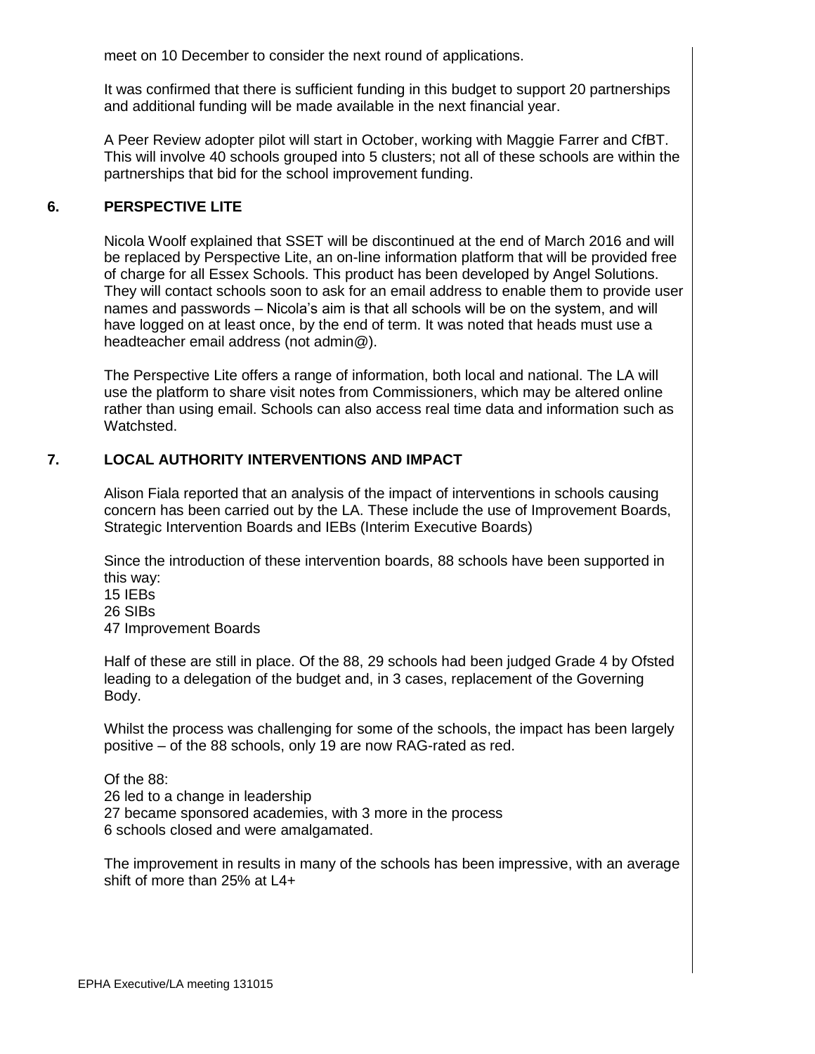meet on 10 December to consider the next round of applications.

It was confirmed that there is sufficient funding in this budget to support 20 partnerships and additional funding will be made available in the next financial year.

A Peer Review adopter pilot will start in October, working with Maggie Farrer and CfBT. This will involve 40 schools grouped into 5 clusters; not all of these schools are within the partnerships that bid for the school improvement funding.

## 6. PERSPECTIVE LITE

Nicola Woolf explained that SSET will be discontinued at the end of March 2016 and will be replaced by Perspective Lite, an on-line information platform that will be provided free of charge for all Essex Schools. This product has been developed by Angel Solutions. They will contact schools soon to ask for an email address to enable them to provide user names and passwords – Nicola's aim is that all schools will be on the system, and will have logged on at least once, by the end of term. It was noted that heads must use a headteacher email address (not admin@).

The Perspective Lite offers a range of information, both local and national. The LA will use the platform to share visit notes from Commissioners, which may be altered online rather than using email. Schools can also access real time data and information such as Watchsted.

## 7. LOCAL AUTHORITY INTERVENTIONS AND IMPACT

Alison Fiala reported that an analysis of the impact of interventions in schools causing concern has been carried out by the LA. These include the use of Improvement Boards, Strategic Intervention Boards and IEBs (Interim Executive Boards)

Since the introduction of these intervention boards, 88 schools have been supported in this way:
15 IEBs
26 SIBs
47 Improvement Boards

Half of these are still in place. Of the 88, 29 schools had been judged Grade 4 by Ofsted leading to a delegation of the budget and, in 3 cases, replacement of the Governing Body.

Whilst the process was challenging for some of the schools, the impact has been largely positive – of the 88 schools, only 19 are now RAG-rated as red.

Of the 88:
26 led to a change in leadership
27 became sponsored academies, with 3 more in the process
6 schools closed and were amalgamated.

The improvement in results in many of the schools has been impressive, with an average shift of more than 25% at L4+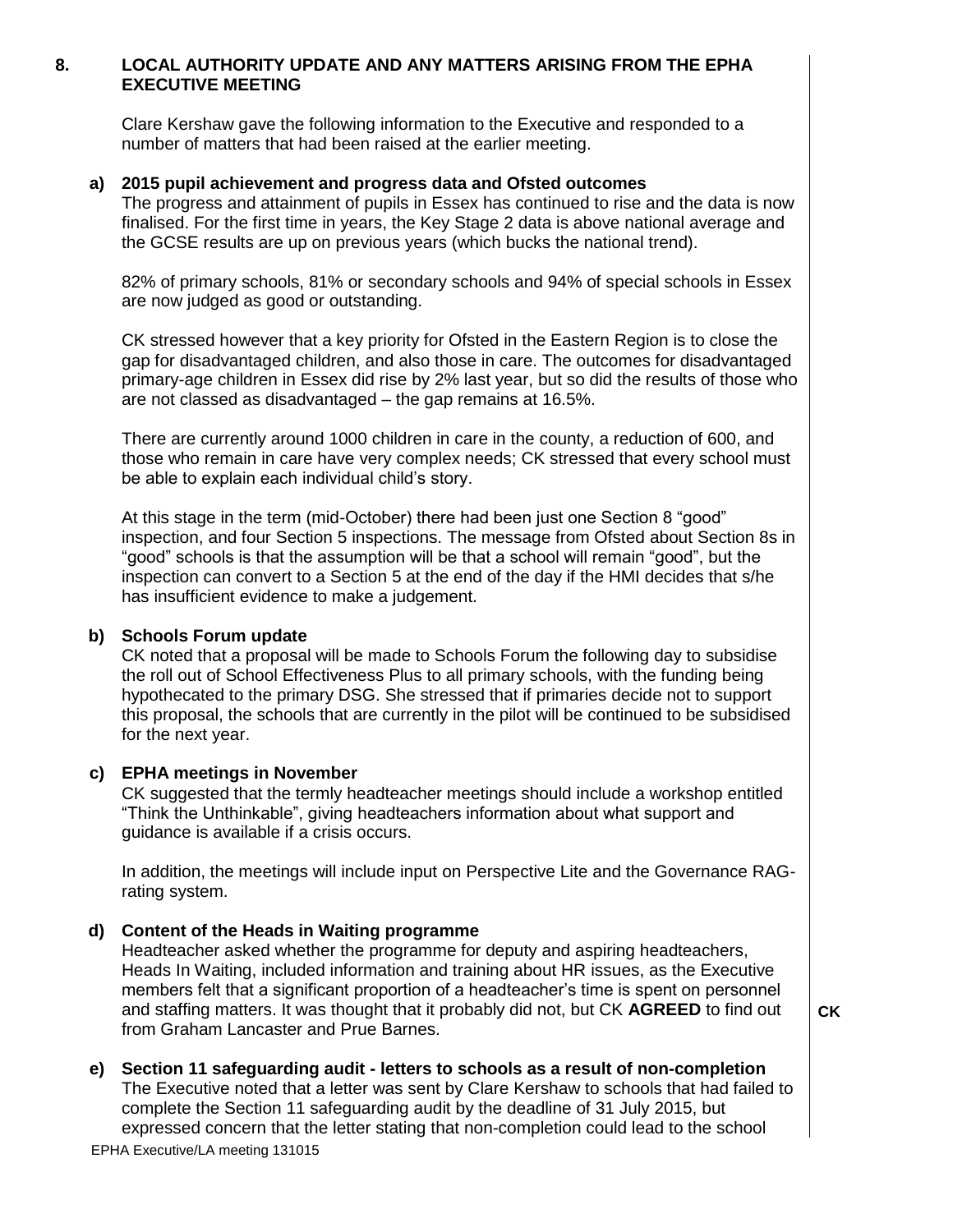## 8. LOCAL AUTHORITY UPDATE AND ANY MATTERS ARISING FROM THE EPHA EXECUTIVE MEETING

Clare Kershaw gave the following information to the Executive and responded to a number of matters that had been raised at the earlier meeting.

### a) 2015 pupil achievement and progress data and Ofsted outcomes

The progress and attainment of pupils in Essex has continued to rise and the data is now finalised. For the first time in years, the Key Stage 2 data is above national average and the GCSE results are up on previous years (which bucks the national trend).

82% of primary schools, 81% or secondary schools and 94% of special schools in Essex are now judged as good or outstanding.

CK stressed however that a key priority for Ofsted in the Eastern Region is to close the gap for disadvantaged children, and also those in care. The outcomes for disadvantaged primary-age children in Essex did rise by 2% last year, but so did the results of those who are not classed as disadvantaged – the gap remains at 16.5%.

There are currently around 1000 children in care in the county, a reduction of 600, and those who remain in care have very complex needs; CK stressed that every school must be able to explain each individual child's story.

At this stage in the term (mid-October) there had been just one Section 8 "good" inspection, and four Section 5 inspections. The message from Ofsted about Section 8s in "good" schools is that the assumption will be that a school will remain "good", but the inspection can convert to a Section 5 at the end of the day if the HMI decides that s/he has insufficient evidence to make a judgement.

### b) Schools Forum update

CK noted that a proposal will be made to Schools Forum the following day to subsidise the roll out of School Effectiveness Plus to all primary schools, with the funding being hypothecated to the primary DSG. She stressed that if primaries decide not to support this proposal, the schools that are currently in the pilot will be continued to be subsidised for the next year.

### c) EPHA meetings in November

CK suggested that the termly headteacher meetings should include a workshop entitled "Think the Unthinkable", giving headteachers information about what support and guidance is available if a crisis occurs.

In addition, the meetings will include input on Perspective Lite and the Governance RAG-rating system.

### d) Content of the Heads in Waiting programme

Headteacher asked whether the programme for deputy and aspiring headteachers, Heads In Waiting, included information and training about HR issues, as the Executive members felt that a significant proportion of a headteacher's time is spent on personnel and staffing matters. It was thought that it probably did not, but CK **AGREED** to find out from Graham Lancaster and Prue Barnes. **CK**

### e) Section 11 safeguarding audit - letters to schools as a result of non-completion

The Executive noted that a letter was sent by Clare Kershaw to schools that had failed to complete the Section 11 safeguarding audit by the deadline of 31 July 2015, but expressed concern that the letter stating that non-completion could lead to the school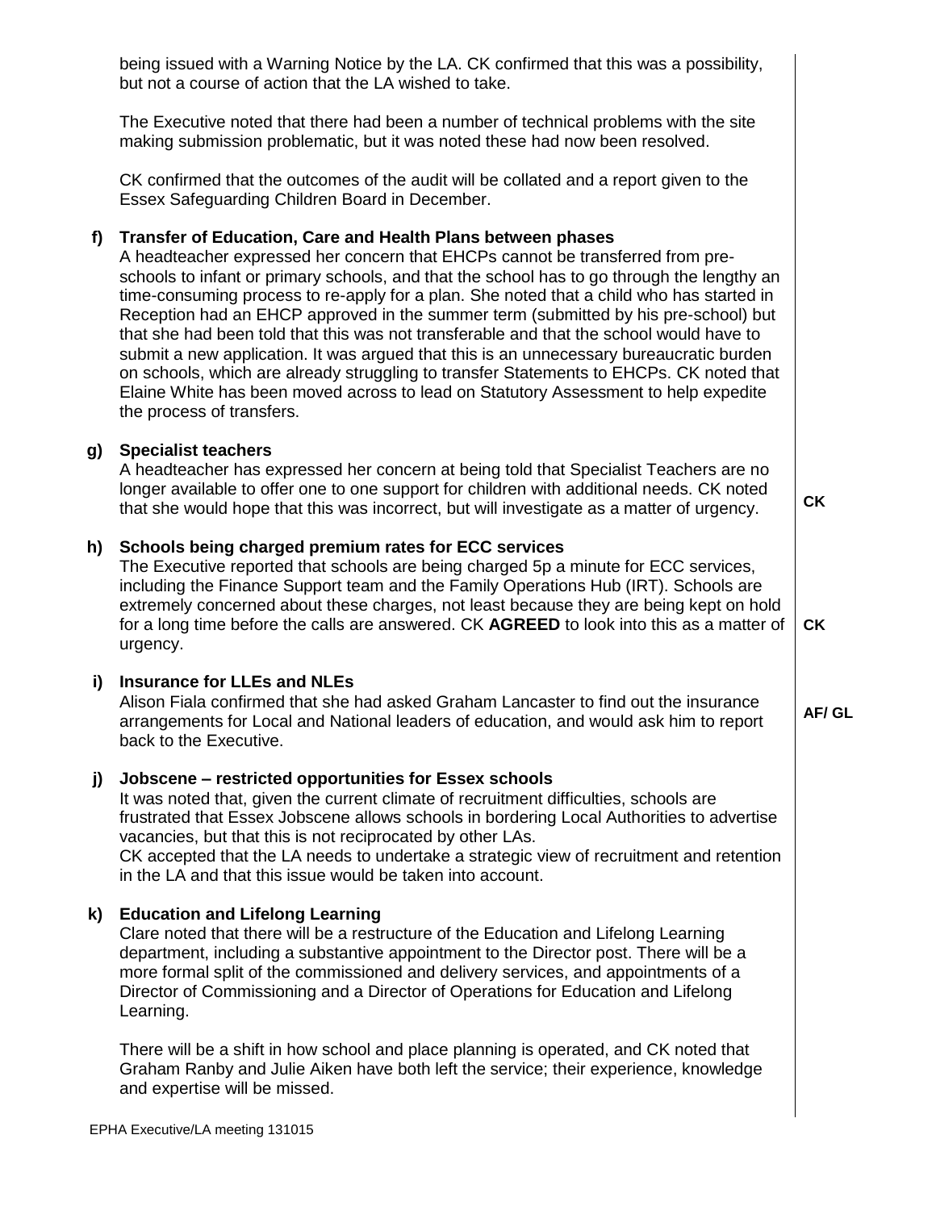being issued with a Warning Notice by the LA. CK confirmed that this was a possibility, but not a course of action that the LA wished to take.

The Executive noted that there had been a number of technical problems with the site making submission problematic, but it was noted these had now been resolved.

CK confirmed that the outcomes of the audit will be collated and a report given to the Essex Safeguarding Children Board in December.

**f) Transfer of Education, Care and Health Plans between phases**

A headteacher expressed her concern that EHCPs cannot be transferred from pre-schools to infant or primary schools, and that the school has to go through the lengthy an time-consuming process to re-apply for a plan. She noted that a child who has started in Reception had an EHCP approved in the summer term (submitted by his pre-school) but that she had been told that this was not transferable and that the school would have to submit a new application. It was argued that this is an unnecessary bureaucratic burden on schools, which are already struggling to transfer Statements to EHCPs. CK noted that Elaine White has been moved across to lead on Statutory Assessment to help expedite the process of transfers.

**g) Specialist teachers**

A headteacher has expressed her concern at being told that Specialist Teachers are no longer available to offer one to one support for children with additional needs. CK noted that she would hope that this was incorrect, but will investigate as a matter of urgency. **CK**

**h) Schools being charged premium rates for ECC services**

The Executive reported that schools are being charged 5p a minute for ECC services, including the Finance Support team and the Family Operations Hub (IRT). Schools are extremely concerned about these charges, not least because they are being kept on hold for a long time before the calls are answered. CK **AGREED** to look into this as a matter of urgency. **CK**

**i) Insurance for LLEs and NLEs**

Alison Fiala confirmed that she had asked Graham Lancaster to find out the insurance arrangements for Local and National leaders of education, and would ask him to report back to the Executive. **AF/ GL**

**j) Jobscene – restricted opportunities for Essex schools**

It was noted that, given the current climate of recruitment difficulties, schools are frustrated that Essex Jobscene allows schools in bordering Local Authorities to advertise vacancies, but that this is not reciprocated by other LAs.
CK accepted that the LA needs to undertake a strategic view of recruitment and retention in the LA and that this issue would be taken into account.

**k) Education and Lifelong Learning**

Clare noted that there will be a restructure of the Education and Lifelong Learning department, including a substantive appointment to the Director post. There will be a more formal split of the commissioned and delivery services, and appointments of a Director of Commissioning and a Director of Operations for Education and Lifelong Learning.

There will be a shift in how school and place planning is operated, and CK noted that Graham Ranby and Julie Aiken have both left the service; their experience, knowledge and expertise will be missed.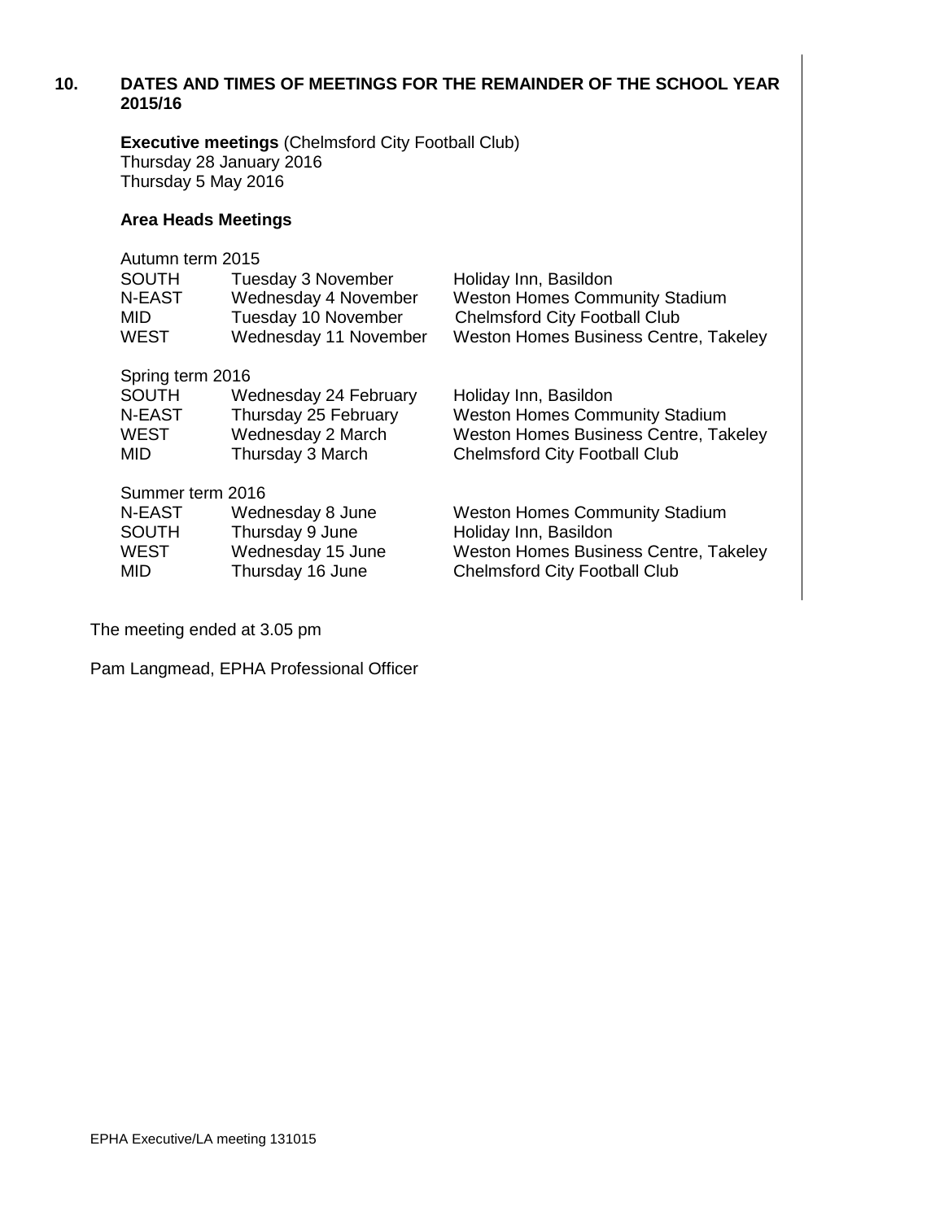## 10. DATES AND TIMES OF MEETINGS FOR THE REMAINDER OF THE SCHOOL YEAR 2015/16

**Executive meetings** (Chelmsford City Football Club)
Thursday 28 January 2016
Thursday 5 May 2016

**Area Heads Meetings**

| | | |
|---|---|---|
| Autumn term 2015 | | |
| SOUTH | Tuesday 3 November | Holiday Inn, Basildon |
| N-EAST | Wednesday 4 November | Weston Homes Community Stadium |
| MID | Tuesday 10 November | Chelmsford City Football Club |
| WEST | Wednesday 11 November | Weston Homes Business Centre, Takeley |
| Spring term 2016 | | |
| SOUTH | Wednesday 24 February | Holiday Inn, Basildon |
| N-EAST | Thursday 25 February | Weston Homes Community Stadium |
| WEST | Wednesday 2 March | Weston Homes Business Centre, Takeley |
| MID | Thursday 3 March | Chelmsford City Football Club |
| Summer term 2016 | | |
| N-EAST | Wednesday 8 June | Weston Homes Community Stadium |
| SOUTH | Thursday 9 June | Holiday Inn, Basildon |
| WEST | Wednesday 15 June | Weston Homes Business Centre, Takeley |
| MID | Thursday 16 June | Chelmsford City Football Club |

The meeting ended at 3.05 pm

Pam Langmead, EPHA Professional Officer